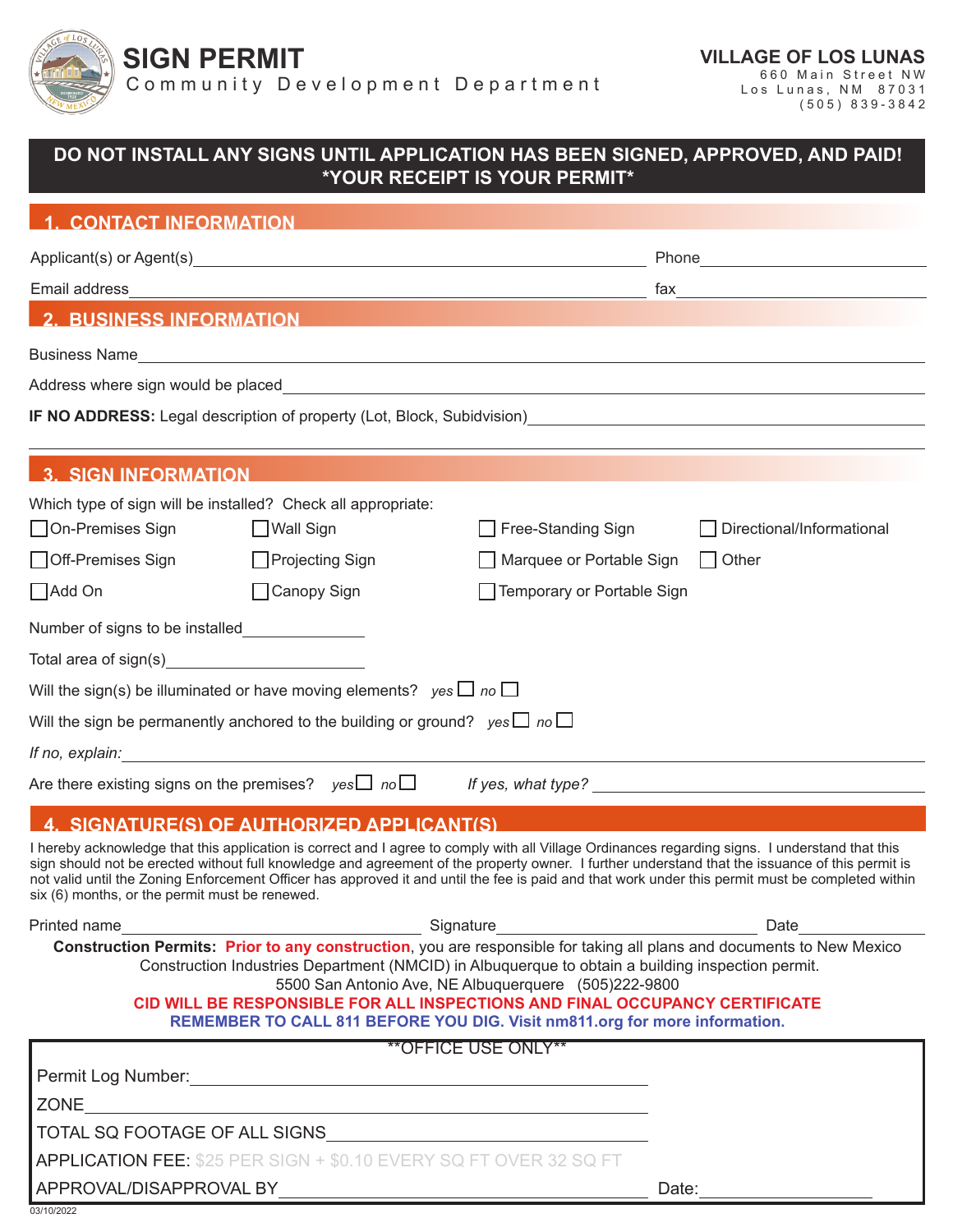# SIGN PERMIT

Community Development Department

**VILLAGE OF LOS LUNAS**
660 Main Street NW
Los Lunas, NM 87031
(505) 839-3842

**DO NOT INSTALL ANY SIGNS UNTIL APPLICATION HAS BEEN SIGNED, APPROVED, AND PAID!**
**\*YOUR RECEIPT IS YOUR PERMIT\***

## 1. CONTACT INFORMATION

Applicant(s) or Agent(s)\_\_\_\_\_\_\_\_\_\_\_\_\_\_\_\_\_\_\_\_ Phone\_\_\_\_\_\_\_\_\_\_\_\_\_\_\_\_\_\_\_\_

Email address\_\_\_\_\_\_\_\_\_\_\_\_\_\_\_\_\_\_\_\_ fax\_\_\_\_\_\_\_\_\_\_\_\_\_\_\_\_\_\_\_\_

## 2. BUSINESS INFORMATION

Business Name\_\_\_\_\_\_\_\_\_\_\_\_\_\_\_\_\_\_\_\_

Address where sign would be placed\_\_\_\_\_\_\_\_\_\_\_\_\_\_\_\_\_\_\_\_

**IF NO ADDRESS:** Legal description of property (Lot, Block, Subidvision)\_\_\_\_\_\_\_\_\_\_\_\_\_\_\_\_\_\_\_\_

## 3. SIGN INFORMATION

Which type of sign will be installed? Check all appropriate:

- ☐ On-Premises Sign
- ☐ Wall Sign
- ☐ Free-Standing Sign
- ☐ Directional/Informational
- ☐ Off-Premises Sign
- ☐ Projecting Sign
- ☐ Marquee or Portable Sign
- ☐ Other
- ☐ Add On
- ☐ Canopy Sign
- ☐ Temporary or Portable Sign

Number of signs to be installed\_\_\_\_\_\_\_\_\_\_\_\_\_\_\_\_\_\_\_\_

Total area of sign(s)\_\_\_\_\_\_\_\_\_\_\_\_\_\_\_\_\_\_\_\_

Will the sign(s) be illuminated or have moving elements? *yes* ☐ *no* ☐

Will the sign be permanently anchored to the building or ground? *yes* ☐ *no* ☐

*If no, explain:*\_\_\_\_\_\_\_\_\_\_\_\_\_\_\_\_\_\_\_\_

Are there existing signs on the premises? *yes* ☐ *no* ☐ *If yes, what type?* \_\_\_\_\_\_\_\_\_\_\_\_\_\_\_\_\_\_\_\_

## 4. SIGNATURE(S) OF AUTHORIZED APPLICANT(S)

I hereby acknowledge that this application is correct and I agree to comply with all Village Ordinances regarding signs. I understand that this sign should not be erected without full knowledge and agreement of the property owner. I further understand that the issuance of this permit is not valid until the Zoning Enforcement Officer has approved it and until the fee is paid and that work under this permit must be completed within six (6) months, or the permit must be renewed.

Printed name\_\_\_\_\_\_\_\_\_\_\_\_\_\_\_\_\_\_\_\_ Signature\_\_\_\_\_\_\_\_\_\_\_\_\_\_\_\_\_\_\_\_ Date\_\_\_\_\_\_\_\_\_\_\_\_\_\_\_\_\_\_\_\_

**Construction Permits:** **Prior to any construction**, you are responsible for taking all plans and documents to New Mexico Construction Industries Department (NMCID) in Albuquerque to obtain a building inspection permit.
5500 San Antonio Ave, NE Albuquerque (505)222-9800

**CID WILL BE RESPONSIBLE FOR ALL INSPECTIONS AND FINAL OCCUPANCY CERTIFICATE**

**REMEMBER TO CALL 811 BEFORE YOU DIG. Visit nm811.org for more information.**

**\*\*OFFICE USE ONLY\*\***

Permit Log Number:\_\_\_\_\_\_\_\_\_\_\_\_\_\_\_\_\_\_\_\_

ZONE\_\_\_\_\_\_\_\_\_\_\_\_\_\_\_\_\_\_\_\_

TOTAL SQ FOOTAGE OF ALL SIGNS\_\_\_\_\_\_\_\_\_\_\_\_\_\_\_\_\_\_\_\_

APPLICATION FEE: $25 PER SIGN + $0.10 EVERY SQ FT OVER 32 SQ FT

APPROVAL/DISAPPROVAL BY\_\_\_\_\_\_\_\_\_\_\_\_\_\_\_\_\_\_\_\_ Date:\_\_\_\_\_\_\_\_\_\_\_\_\_\_\_\_\_\_\_\_

03/10/2022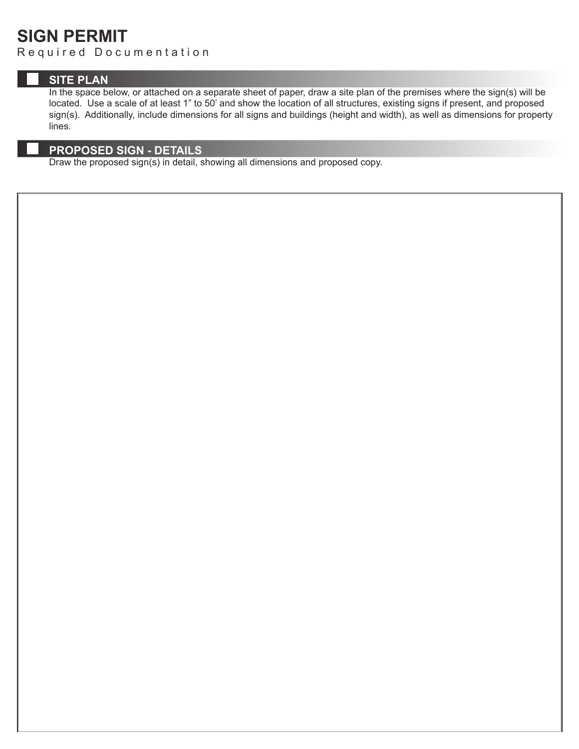# SIGN PERMIT

Required Documentation

## ☐ SITE PLAN

In the space below, or attached on a separate sheet of paper, draw a site plan of the premises where the sign(s) will be located. Use a scale of at least 1” to 50’ and show the location of all structures, existing signs if present, and proposed sign(s). Additionally, include dimensions for all signs and buildings (height and width), as well as dimensions for property lines.

## ☐ PROPOSED SIGN - DETAILS

Draw the proposed sign(s) in detail, showing all dimensions and proposed copy.